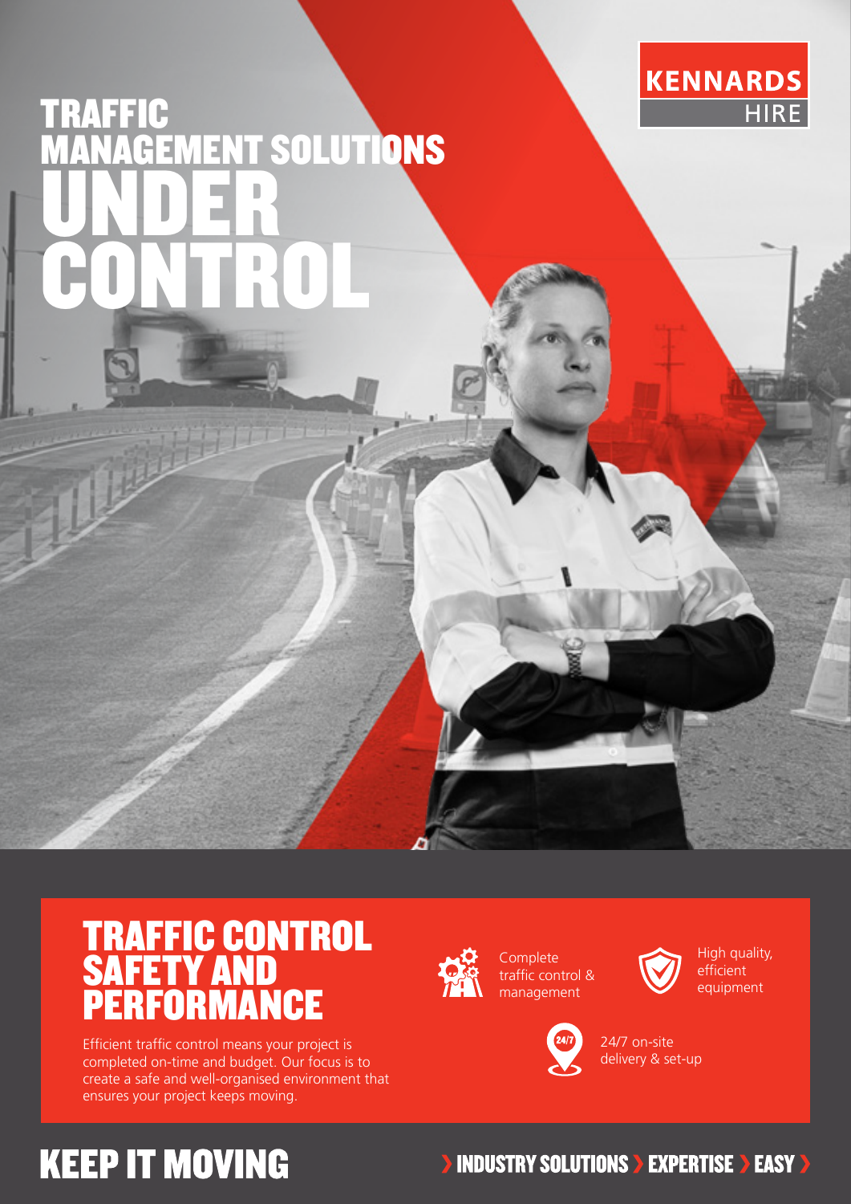KENNARDS HIRE

# TRAFFIC MANAGEMENT SOLUTIONS UNDER CONTROL

## TRAFFIC CONTROL SAFETY AND PERFORMANCE

Efficient traffic control means your project is completed on-time and budget. Our focus is to create a safe and well-organised environment that ensures your project keeps moving.

- Complete traffic control & management
- High quality, efficient equipment
- 24/7 on-site delivery & set-up

## KEEP IT MOVING

› INDUSTRY SOLUTIONS › EXPERTISE › EASY ›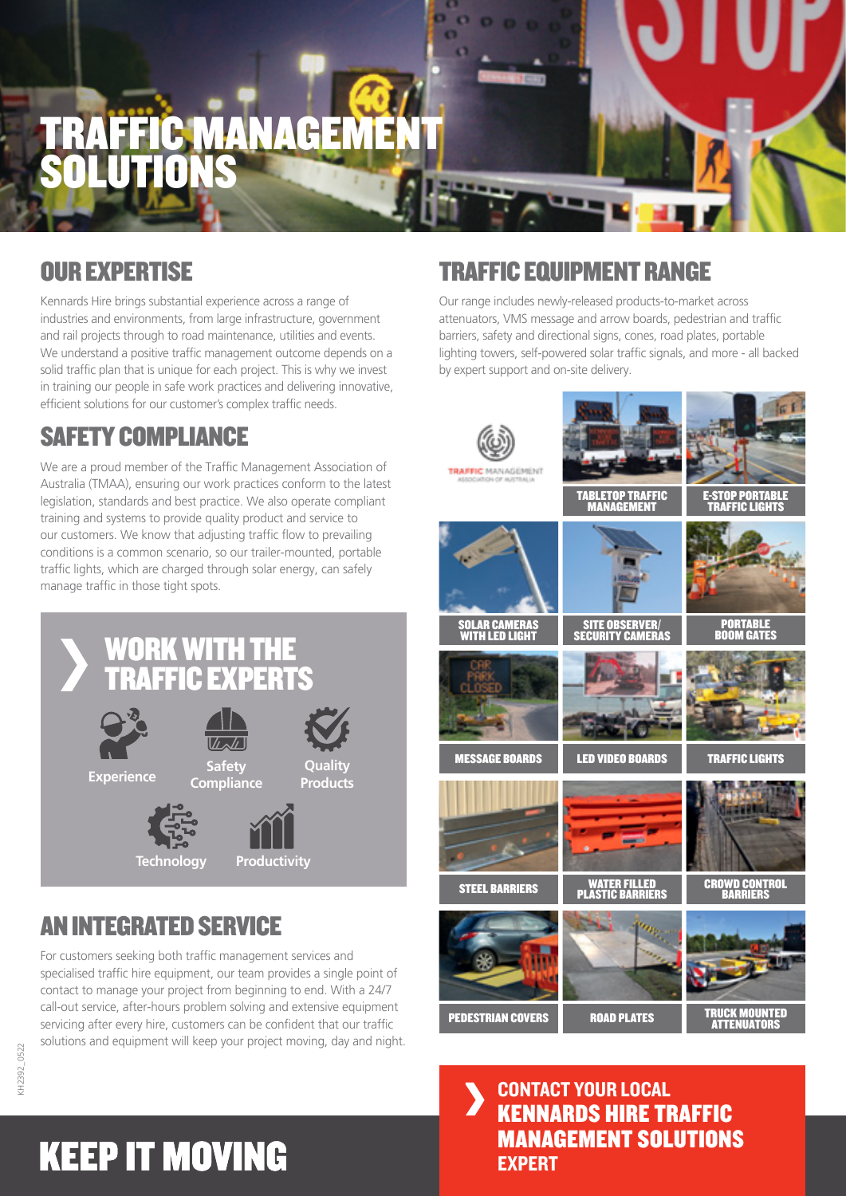# TRAFFIC MANAGEMENT SOLUTIONS

## OUR EXPERTISE

Kennards Hire brings substantial experience across a range of industries and environments, from large infrastructure, government and rail projects through to road maintenance, utilities and events. We understand a positive traffic management outcome depends on a solid traffic plan that is unique for each project. This is why we invest in training our people in safe work practices and delivering innovative, efficient solutions for our customer's complex traffic needs.

## SAFETY COMPLIANCE

We are a proud member of the Traffic Management Association of Australia (TMAA), ensuring our work practices conform to the latest legislation, standards and best practice. We also operate compliant training and systems to provide quality product and service to our customers. We know that adjusting traffic flow to prevailing conditions is a common scenario, so our trailer-mounted, portable traffic lights, which are charged through solar energy, can safely manage traffic in those tight spots.

## WORK WITH THE TRAFFIC EXPERTS

- Experience
- Safety Compliance
- Quality Products
- Technology
- Productivity

## AN INTEGRATED SERVICE

For customers seeking both traffic management services and specialised traffic hire equipment, our team provides a single point of contact to manage your project from beginning to end. With a 24/7 call-out service, after-hours problem solving and extensive equipment servicing after every hire, customers can be confident that our traffic solutions and equipment will keep your project moving, day and night.

## TRAFFIC EQUIPMENT RANGE

Our range includes newly-released products-to-market across attenuators, VMS message and arrow boards, pedestrian and traffic barriers, safety and directional signs, cones, road plates, portable lighting towers, self-powered solar traffic signals, and more - all backed by expert support and on-site delivery.

TRAFFIC MANAGEMENT ASSOCIATION OF AUSTRALIA

- TABLETOP TRAFFIC MANAGEMENT
- E-STOP PORTABLE TRAFFIC LIGHTS
- SOLAR CAMERAS WITH LED LIGHT
- SITE OBSERVER/ SECURITY CAMERAS
- PORTABLE BOOM GATES
- MESSAGE BOARDS
- LED VIDEO BOARDS
- TRAFFIC LIGHTS
- STEEL BARRIERS
- WATER FILLED PLASTIC BARRIERS
- CROWD CONTROL BARRIERS
- PEDESTRIAN COVERS
- ROAD PLATES
- TRUCK MOUNTED ATTENUATORS

**CONTACT YOUR LOCAL KENNARDS HIRE TRAFFIC MANAGEMENT SOLUTIONS EXPERT**

# KEEP IT MOVING

KH2392_0522